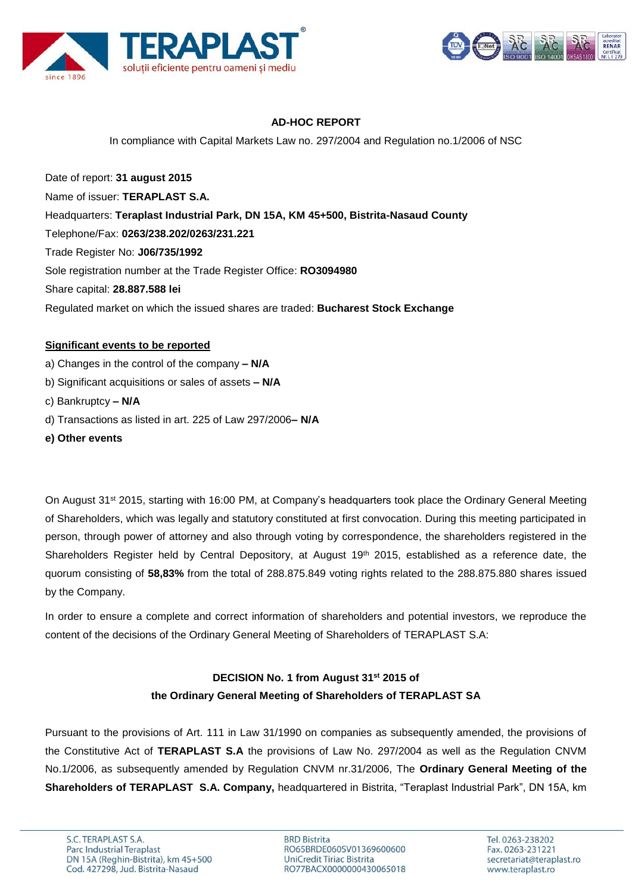## AD-HOC REPORT

In compliance with Capital Markets Law no. 297/2004 and Regulation no.1/2006 of NSC

Date of report: **31 august 2015**

Name of issuer: **TERAPLAST S.A.**

Headquarters: **Teraplast Industrial Park, DN 15A, KM 45+500, Bistrita-Nasaud County**

Telephone/Fax: **0263/238.202/0263/231.221**

Trade Register No: **J06/735/1992**

Sole registration number at the Trade Register Office: **RO3094980**

Share capital: **28.887.588 lei**

Regulated market on which the issued shares are traded: **Bucharest Stock Exchange**

**Significant events to be reported**

a) Changes in the control of the company **– N/A**

b) Significant acquisitions or sales of assets **– N/A**

c) Bankruptcy **– N/A**

d) Transactions as listed in art. 225 of Law 297/2006**– N/A**

**e) Other events**

On August 31st 2015, starting with 16:00 PM, at Company's headquarters took place the Ordinary General Meeting of Shareholders, which was legally and statutory constituted at first convocation. During this meeting participated in person, through power of attorney and also through voting by correspondence, the shareholders registered in the Shareholders Register held by Central Depository, at August 19th 2015, established as a reference date, the quorum consisting of **58,83%** from the total of 288.875.849 voting rights related to the 288.875.880 shares issued by the Company.

In order to ensure a complete and correct information of shareholders and potential investors, we reproduce the content of the decisions of the Ordinary General Meeting of Shareholders of TERAPLAST S.A:

### DECISION No. 1 from August 31st 2015 of the Ordinary General Meeting of Shareholders of TERAPLAST SA

Pursuant to the provisions of Art. 111 in Law 31/1990 on companies as subsequently amended, the provisions of the Constitutive Act of **TERAPLAST S.A** the provisions of Law No. 297/2004 as well as the Regulation CNVM No.1/2006, as subsequently amended by Regulation CNVM nr.31/2006, The **Ordinary General Meeting of the Shareholders of TERAPLAST S.A. Company,** headquartered in Bistrita, "Teraplast Industrial Park", DN 15A, km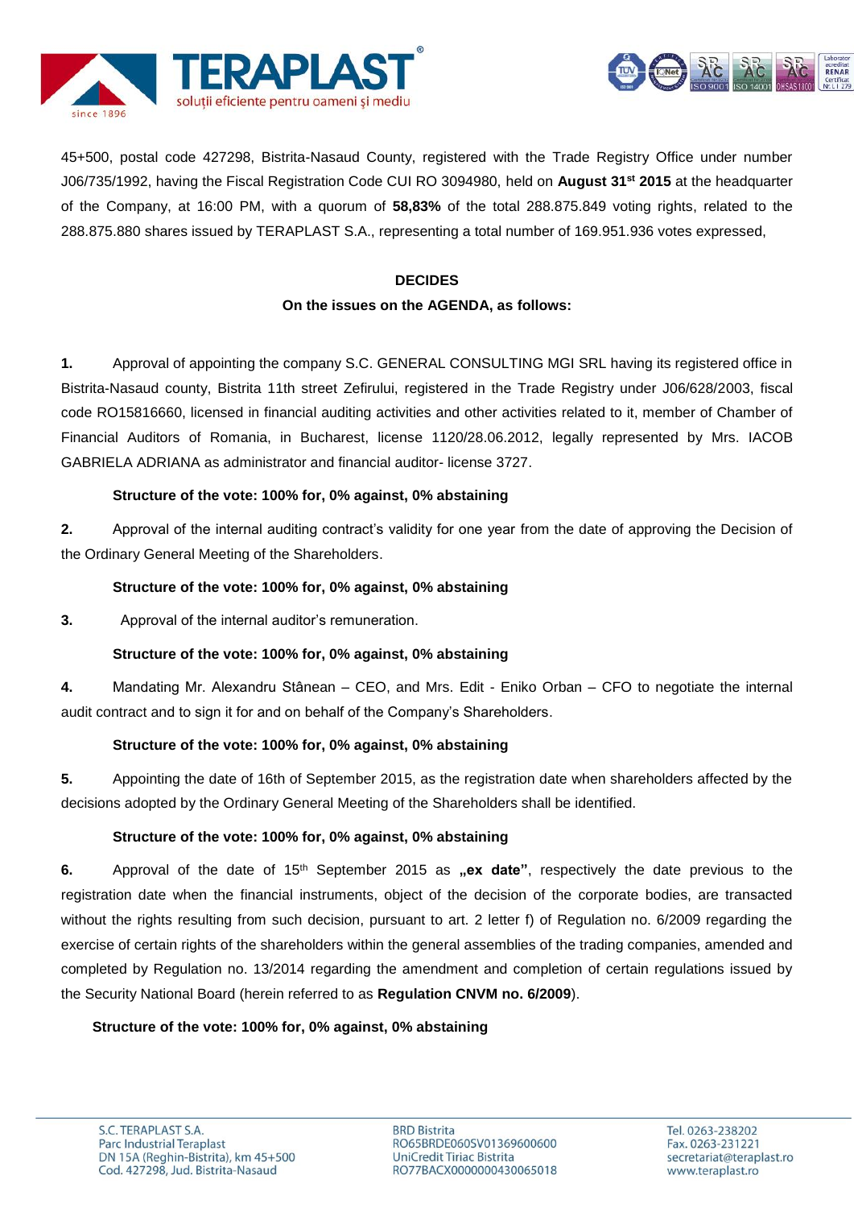45+500, postal code 427298, Bistrita-Nasaud County, registered with the Trade Registry Office under number J06/735/1992, having the Fiscal Registration Code CUI RO 3094980, held on **August 31st 2015** at the headquarter of the Company, at 16:00 PM, with a quorum of **58,83%** of the total 288.875.849 voting rights, related to the 288.875.880 shares issued by TERAPLAST S.A., representing a total number of 169.951.936 votes expressed,

**DECIDES**

**On the issues on the AGENDA, as follows:**

**1.** Approval of appointing the company S.C. GENERAL CONSULTING MGI SRL having its registered office in Bistrita-Nasaud county, Bistrita 11th street Zefirului, registered in the Trade Registry under J06/628/2003, fiscal code RO15816660, licensed in financial auditing activities and other activities related to it, member of Chamber of Financial Auditors of Romania, in Bucharest, license 1120/28.06.2012, legally represented by Mrs. IACOB GABRIELA ADRIANA as administrator and financial auditor- license 3727.

**Structure of the vote: 100% for, 0% against, 0% abstaining**

**2.** Approval of the internal auditing contract's validity for one year from the date of approving the Decision of the Ordinary General Meeting of the Shareholders.

**Structure of the vote: 100% for, 0% against, 0% abstaining**

**3.** Approval of the internal auditor's remuneration.

**Structure of the vote: 100% for, 0% against, 0% abstaining**

**4.** Mandating Mr. Alexandru Stânean – CEO, and Mrs. Edit - Eniko Orban – CFO to negotiate the internal audit contract and to sign it for and on behalf of the Company's Shareholders.

**Structure of the vote: 100% for, 0% against, 0% abstaining**

**5.** Appointing the date of 16th of September 2015, as the registration date when shareholders affected by the decisions adopted by the Ordinary General Meeting of the Shareholders shall be identified.

**Structure of the vote: 100% for, 0% against, 0% abstaining**

**6.** Approval of the date of 15th September 2015 as **„ex date"**, respectively the date previous to the registration date when the financial instruments, object of the decision of the corporate bodies, are transacted without the rights resulting from such decision, pursuant to art. 2 letter f) of Regulation no. 6/2009 regarding the exercise of certain rights of the shareholders within the general assemblies of the trading companies, amended and completed by Regulation no. 13/2014 regarding the amendment and completion of certain regulations issued by the Security National Board (herein referred to as **Regulation CNVM no. 6/2009**).

**Structure of the vote: 100% for, 0% against, 0% abstaining**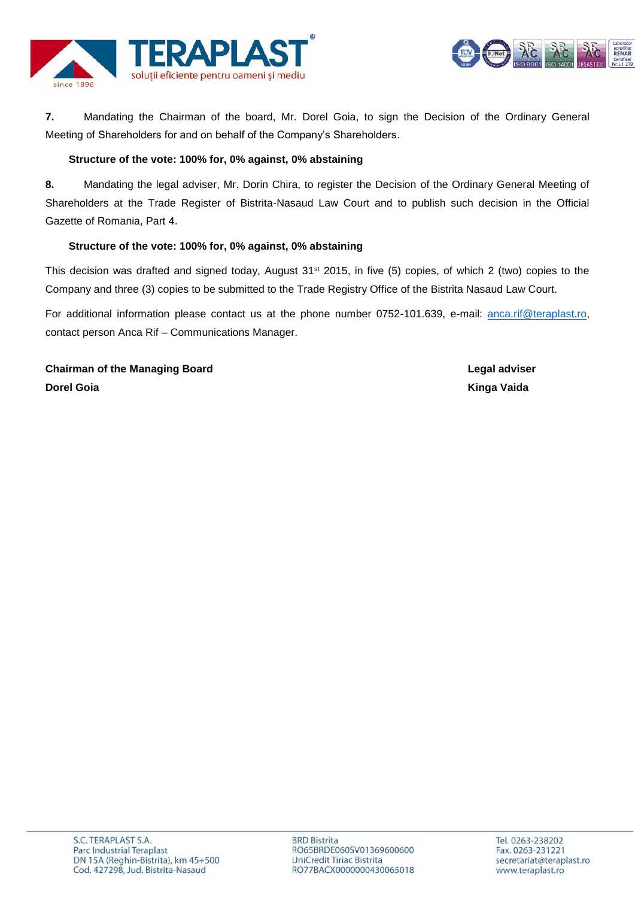**7.** Mandating the Chairman of the board, Mr. Dorel Goia, to sign the Decision of the Ordinary General Meeting of Shareholders for and on behalf of the Company's Shareholders.

**Structure of the vote: 100% for, 0% against, 0% abstaining**

**8.** Mandating the legal adviser, Mr. Dorin Chira, to register the Decision of the Ordinary General Meeting of Shareholders at the Trade Register of Bistrita-Nasaud Law Court and to publish such decision in the Official Gazette of Romania, Part 4.

**Structure of the vote: 100% for, 0% against, 0% abstaining**

This decision was drafted and signed today, August 31st 2015, in five (5) copies, of which 2 (two) copies to the Company and three (3) copies to be submitted to the Trade Registry Office of the Bistrita Nasaud Law Court.

For additional information please contact us at the phone number 0752-101.639, e-mail: anca.rif@teraplast.ro, contact person Anca Rif – Communications Manager.

**Chairman of the Managing Board**
**Dorel Goia**

**Legal adviser**
**Kinga Vaida**